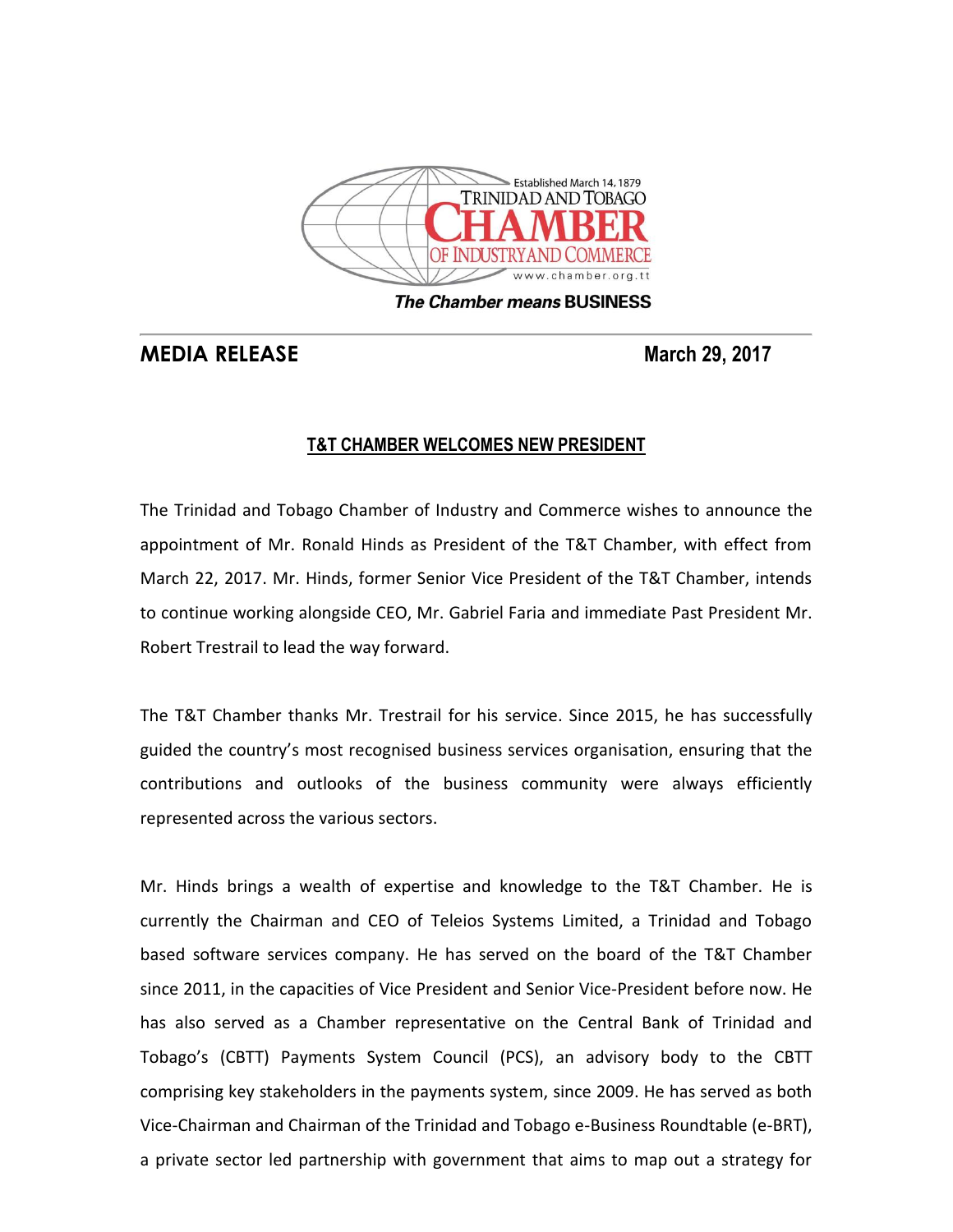Established March 14, 1879

TRINIDAD AND TOBAGO

CHAMBER

OF INDUSTRY AND COMMERCE

www.chamber.org.tt

***The Chamber means* BUSINESS**

**MEDIA RELEASE** **March 29, 2017**

## T&T CHAMBER WELCOMES NEW PRESIDENT

The Trinidad and Tobago Chamber of Industry and Commerce wishes to announce the appointment of Mr. Ronald Hinds as President of the T&T Chamber, with effect from March 22, 2017. Mr. Hinds, former Senior Vice President of the T&T Chamber, intends to continue working alongside CEO, Mr. Gabriel Faria and immediate Past President Mr. Robert Trestrail to lead the way forward.

The T&T Chamber thanks Mr. Trestrail for his service. Since 2015, he has successfully guided the country's most recognised business services organisation, ensuring that the contributions and outlooks of the business community were always efficiently represented across the various sectors.

Mr. Hinds brings a wealth of expertise and knowledge to the T&T Chamber. He is currently the Chairman and CEO of Teleios Systems Limited, a Trinidad and Tobago based software services company. He has served on the board of the T&T Chamber since 2011, in the capacities of Vice President and Senior Vice-President before now. He has also served as a Chamber representative on the Central Bank of Trinidad and Tobago's (CBTT) Payments System Council (PCS), an advisory body to the CBTT comprising key stakeholders in the payments system, since 2009. He has served as both Vice-Chairman and Chairman of the Trinidad and Tobago e-Business Roundtable (e-BRT), a private sector led partnership with government that aims to map out a strategy for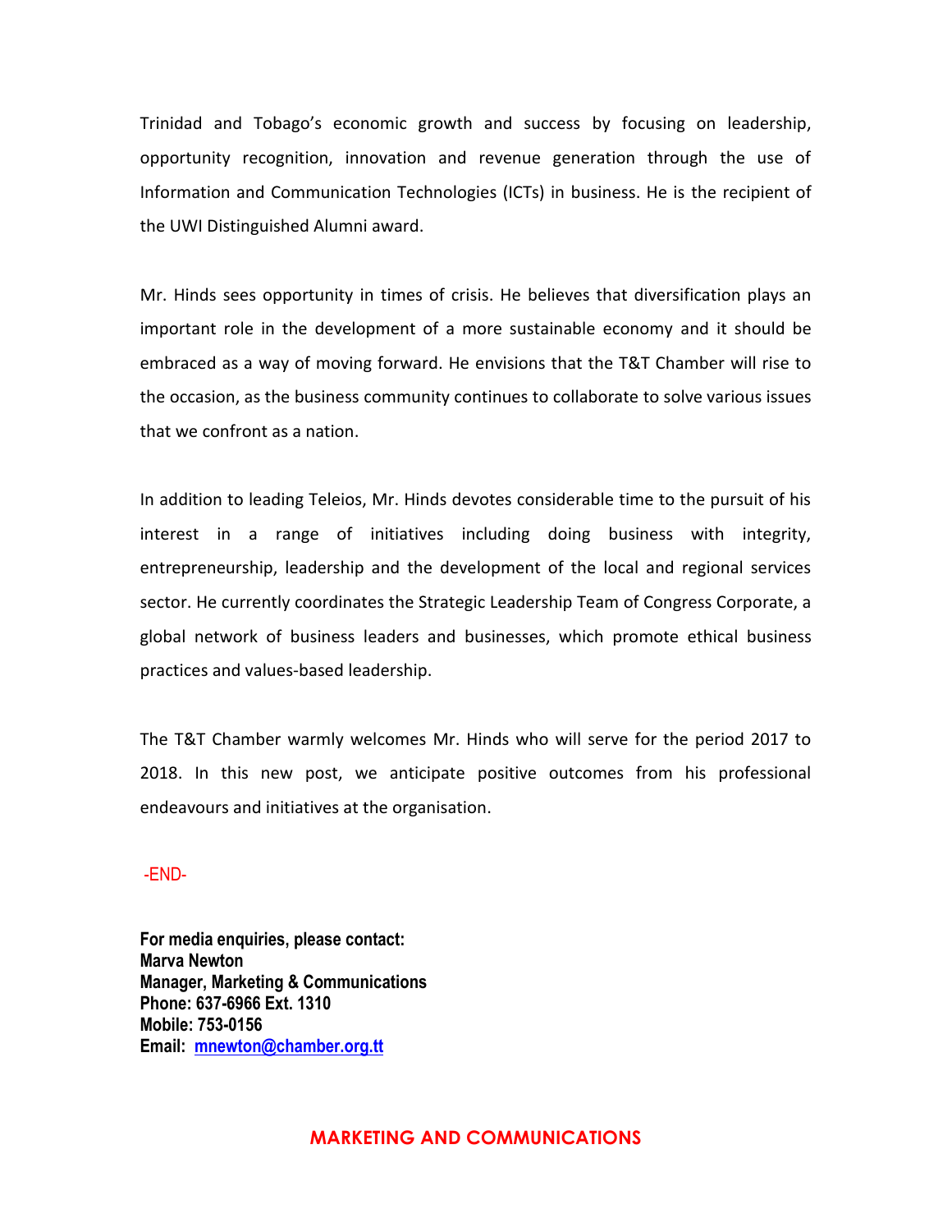Trinidad and Tobago's economic growth and success by focusing on leadership, opportunity recognition, innovation and revenue generation through the use of Information and Communication Technologies (ICTs) in business. He is the recipient of the UWI Distinguished Alumni award.

Mr. Hinds sees opportunity in times of crisis. He believes that diversification plays an important role in the development of a more sustainable economy and it should be embraced as a way of moving forward. He envisions that the T&T Chamber will rise to the occasion, as the business community continues to collaborate to solve various issues that we confront as a nation.

In addition to leading Teleios, Mr. Hinds devotes considerable time to the pursuit of his interest in a range of initiatives including doing business with integrity, entrepreneurship, leadership and the development of the local and regional services sector. He currently coordinates the Strategic Leadership Team of Congress Corporate, a global network of business leaders and businesses, which promote ethical business practices and values-based leadership.

The T&T Chamber warmly welcomes Mr. Hinds who will serve for the period 2017 to 2018. In this new post, we anticipate positive outcomes from his professional endeavours and initiatives at the organisation.

-END-

**For media enquiries, please contact:**
**Marva Newton**
**Manager, Marketing & Communications**
**Phone: 637-6966 Ext. 1310**
**Mobile: 753-0156**
**Email: mnewton@chamber.org.tt**

**MARKETING AND COMMUNICATIONS**